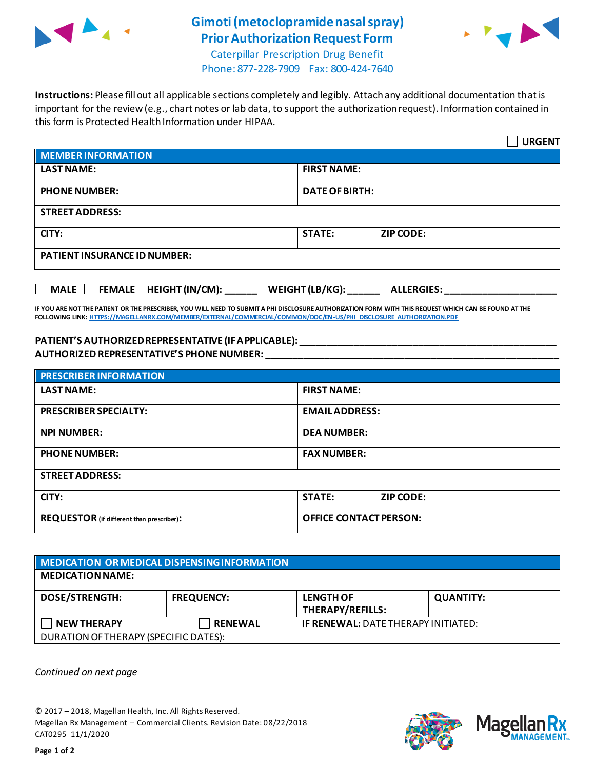# Gimoti (metoclopramide nasal spray) Prior Authorization Request Form

Caterpillar Prescription Drug Benefit
Phone: 877-228-7909 Fax: 800-424-7640

**Instructions:** Please fill out all applicable sections completely and legibly. Attach any additional documentation that is important for the review (e.g., chart notes or lab data, to support the authorization request). Information contained in this form is Protected Health Information under HIPAA.

☐ **URGENT**

| MEMBER INFORMATION | |
|---|---|
| **LAST NAME:** | **FIRST NAME:** |
| **PHONE NUMBER:** | **DATE OF BIRTH:** |
| **STREET ADDRESS:** | |
| **CITY:** | **STATE:** **ZIP CODE:** |
| **PATIENT INSURANCE ID NUMBER:** | |

☐ **MALE** ☐ **FEMALE** **HEIGHT (IN/CM):** ______ **WEIGHT (LB/KG):** ______ **ALLERGIES:** ____________________

**IF YOU ARE NOT THE PATIENT OR THE PRESCRIBER, YOU WILL NEED TO SUBMIT A PHI DISCLOSURE AUTHORIZATION FORM WITH THIS REQUEST WHICH CAN BE FOUND AT THE FOLLOWING LINK:** HTTPS://MAGELLANRX.COM/MEMBER/EXTERNAL/COMMERCIAL/COMMON/DOC/EN-US/PHI_DISCLOSURE_AUTHORIZATION.PDF

**PATIENT'S AUTHORIZED REPRESENTATIVE (IF APPLICABLE):** ________________________________________________

**AUTHORIZED REPRESENTATIVE'S PHONE NUMBER:** ________________________________________________

| PRESCRIBER INFORMATION | |
|---|---|
| **LAST NAME:** | **FIRST NAME:** |
| **PRESCRIBER SPECIALTY:** | **EMAIL ADDRESS:** |
| **NPI NUMBER:** | **DEA NUMBER:** |
| **PHONE NUMBER:** | **FAX NUMBER:** |
| **STREET ADDRESS:** | |
| **CITY:** | **STATE:** **ZIP CODE:** |
| **REQUESTOR** (if different than prescriber)**:** | **OFFICE CONTACT PERSON:** |

| MEDICATION OR MEDICAL DISPENSING INFORMATION | | | |
|---|---|---|---|
| **MEDICATION NAME:** | | | |
| **DOSE/STRENGTH:** | **FREQUENCY:** | **LENGTH OF THERAPY/REFILLS:** | **QUANTITY:** |
| ☐ **NEW THERAPY** | ☐ **RENEWAL** | **IF RENEWAL:** DATE THERAPY INITIATED: | |
| DURATION OF THERAPY (SPECIFIC DATES): | | | |

*Continued on next page*

© 2017 – 2018, Magellan Health, Inc. All Rights Reserved.
Magellan Rx Management – Commercial Clients. Revision Date: 08/22/2018
CAT0295 11/1/2020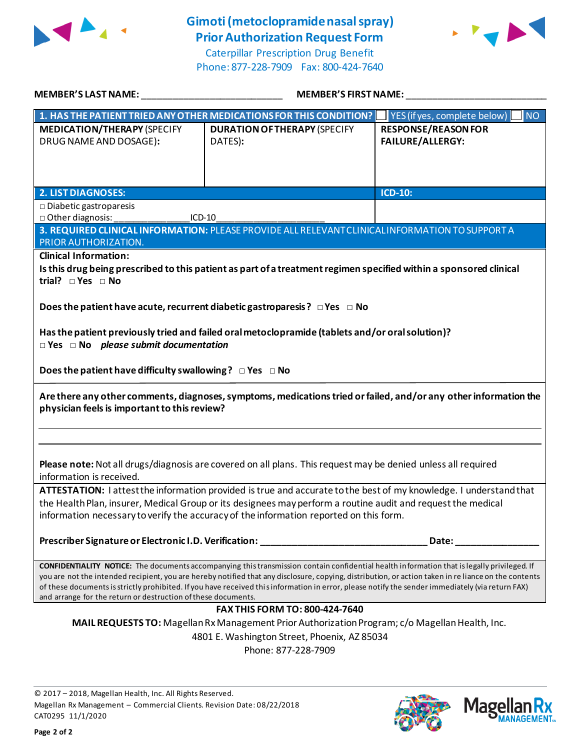# Gimoti (metoclopramide nasal spray) Prior Authorization Request Form

Caterpillar Prescription Drug Benefit
Phone: 877-228-7909 Fax: 800-424-7640

**MEMBER'S LAST NAME:** ___________________________ **MEMBER'S FIRST NAME:** ___________________________

| **1. HAS THE PATIENT TRIED ANY OTHER MEDICATIONS FOR THIS CONDITION?** | ☐ YES (if yes, complete below) | ☐ NO |
|---|---|---|
| **MEDICATION/THERAPY** (SPECIFY DRUG NAME AND DOSAGE): | **DURATION OF THERAPY** (SPECIFY DATES): | **RESPONSE/REASON FOR FAILURE/ALLERGY:** |
| | | |

| **2. LIST DIAGNOSES:** | **ICD-10:** |
|---|---|
| □ Diabetic gastroparesis<br>□ Other diagnosis: _______________ICD-10_____________________ | |

**3. REQUIRED CLINICAL INFORMATION:** PLEASE PROVIDE ALL RELEVANT CLINICAL INFORMATION TO SUPPORT A PRIOR AUTHORIZATION.

**Clinical Information:**

**Is this drug being prescribed to this patient as part of a treatment regimen specified within a sponsored clinical trial? □ Yes □ No**

**Does the patient have acute, recurrent diabetic gastroparesis? □ Yes □ No**

**Has the patient previously tried and failed oral metoclopramide (tablets and/or oral solution)?**
**□ Yes □ No** ***please submit documentation***

**Does the patient have difficulty swallowing? □ Yes □ No**

**Are there any other comments, diagnoses, symptoms, medications tried or failed, and/or any other information the physician feels is important to this review?**

_______________________________________________________________________________

_______________________________________________________________________________

**Please note:** Not all drugs/diagnosis are covered on all plans. This request may be denied unless all required information is received.

**ATTESTATION:** I attest the information provided is true and accurate to the best of my knowledge. I understand that the Health Plan, insurer, Medical Group or its designees may perform a routine audit and request the medical information necessary to verify the accuracy of the information reported on this form.

**Prescriber Signature or Electronic I.D. Verification:** _________________________________ **Date:** _________________

**CONFIDENTIALITY NOTICE:** The documents accompanying this transmission contain confidential health information that is legally privileged. If you are not the intended recipient, you are hereby notified that any disclosure, copying, distribution, or action taken in reliance on the contents of these documents is strictly prohibited. If you have received this information in error, please notify the sender immediately (via return FAX) and arrange for the return or destruction of these documents.

**FAX THIS FORM TO: 800-424-7640**

**MAIL REQUESTS TO:** Magellan Rx Management Prior Authorization Program; c/o Magellan Health, Inc.
4801 E. Washington Street, Phoenix, AZ 85034
Phone: 877-228-7909

© 2017 – 2018, Magellan Health, Inc. All Rights Reserved.
Magellan Rx Management – Commercial Clients. Revision Date: 08/22/2018
CAT0295 11/1/2020

Magellan Rx MANAGEMENT